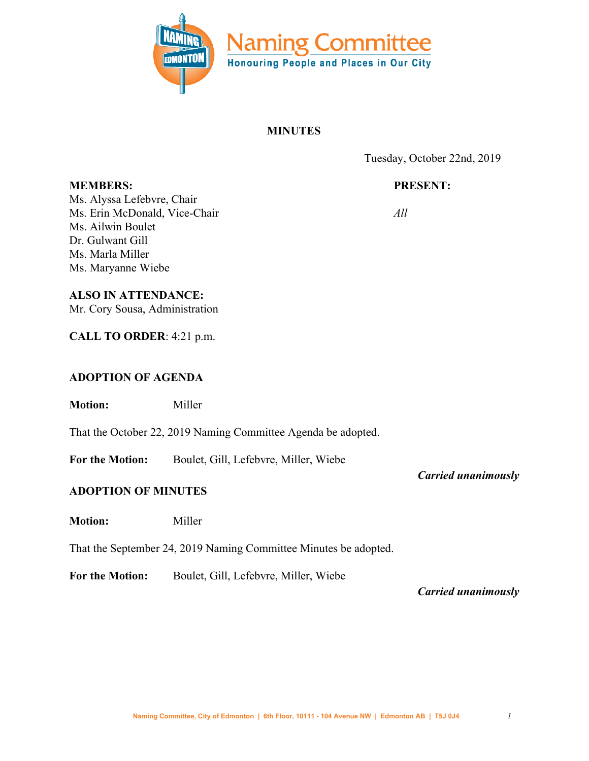Naming Committee
Honouring People and Places in Our City

# MINUTES

Tuesday, October 22nd, 2019

| **MEMBERS:** | **PRESENT:** |
|---|---|
| Ms. Alyssa Lefebvre, Chair | |
| Ms. Erin McDonald, Vice-Chair | *All* |
| Ms. Ailwin Boulet | |
| Dr. Gulwant Gill | |
| Ms. Marla Miller | |
| Ms. Maryanne Wiebe | |

**ALSO IN ATTENDANCE:**
Mr. Cory Sousa, Administration

**CALL TO ORDER**: 4:21 p.m.

## ADOPTION OF AGENDA

**Motion:** Miller

That the October 22, 2019 Naming Committee Agenda be adopted.

**For the Motion:** Boulet, Gill, Lefebvre, Miller, Wiebe

***Carried unanimously***

## ADOPTION OF MINUTES

**Motion:** Miller

That the September 24, 2019 Naming Committee Minutes be adopted.

**For the Motion:** Boulet, Gill, Lefebvre, Miller, Wiebe

***Carried unanimously***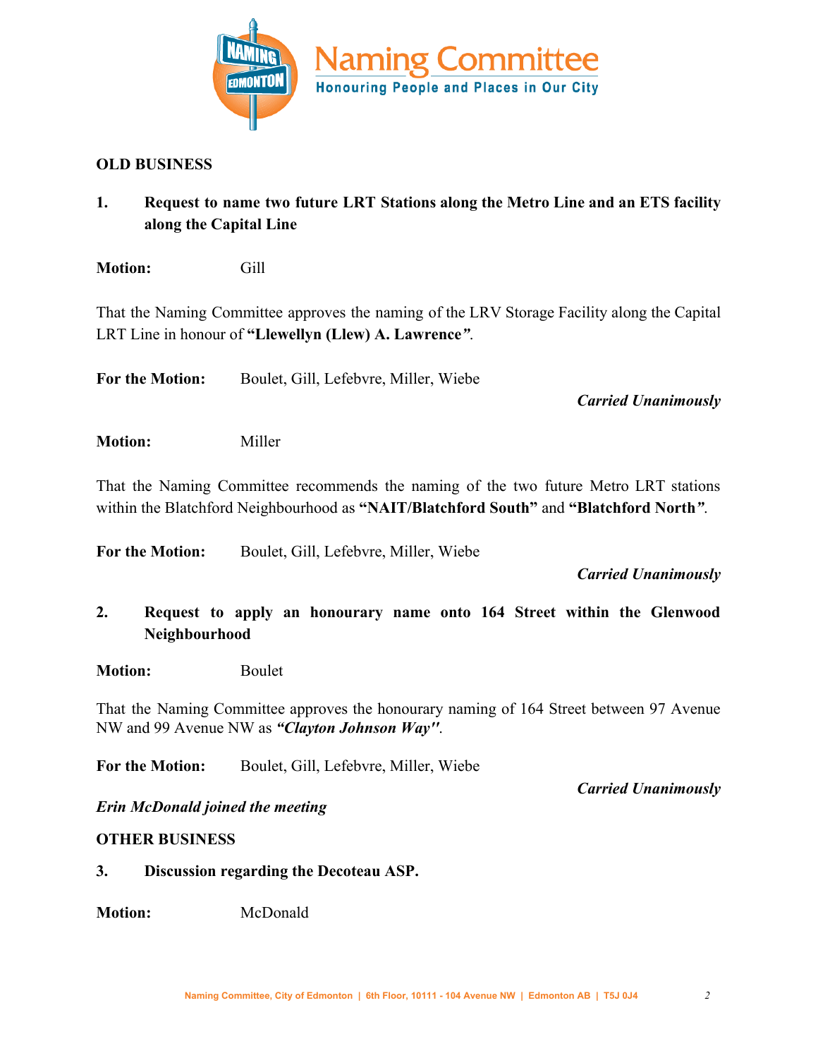**OLD BUSINESS**

**1. Request to name two future LRT Stations along the Metro Line and an ETS facility along the Capital Line**

**Motion:** Gill

That the Naming Committee approves the naming of the LRV Storage Facility along the Capital LRT Line in honour of **"Llewellyn (Llew) A. Lawrence"**.

**For the Motion:** Boulet, Gill, Lefebvre, Miller, Wiebe

***Carried Unanimously***

**Motion:** Miller

That the Naming Committee recommends the naming of the two future Metro LRT stations within the Blatchford Neighbourhood as **"NAIT/Blatchford South"** and **"Blatchford North"**.

**For the Motion:** Boulet, Gill, Lefebvre, Miller, Wiebe

***Carried Unanimously***

**2. Request to apply an honourary name onto 164 Street within the Glenwood Neighbourhood**

**Motion:** Boulet

That the Naming Committee approves the honourary naming of 164 Street between 97 Avenue NW and 99 Avenue NW as ***"Clayton Johnson Way"***.

**For the Motion:** Boulet, Gill, Lefebvre, Miller, Wiebe

***Carried Unanimously***

***Erin McDonald joined the meeting***

**OTHER BUSINESS**

**3. Discussion regarding the Decoteau ASP.**

**Motion:** McDonald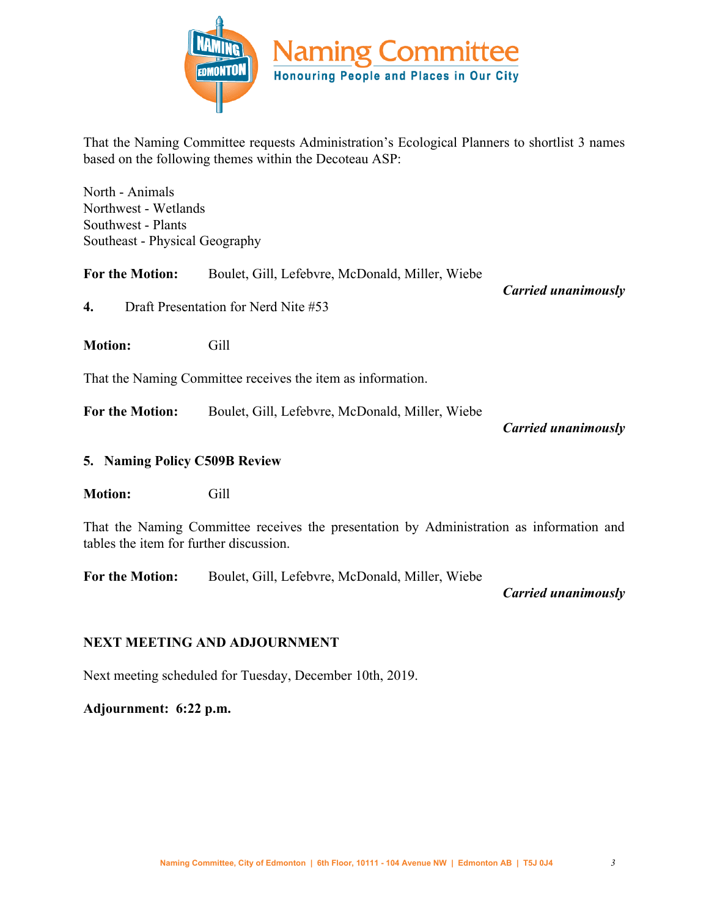That the Naming Committee requests Administration's Ecological Planners to shortlist 3 names based on the following themes within the Decoteau ASP:

North - Animals
Northwest - Wetlands
Southwest - Plants
Southeast - Physical Geography

**For the Motion:** Boulet, Gill, Lefebvre, McDonald, Miller, Wiebe

***Carried unanimously***

**4.** Draft Presentation for Nerd Nite #53

**Motion:** Gill

That the Naming Committee receives the item as information.

**For the Motion:** Boulet, Gill, Lefebvre, McDonald, Miller, Wiebe

***Carried unanimously***

**5. Naming Policy C509B Review**

**Motion:** Gill

That the Naming Committee receives the presentation by Administration as information and tables the item for further discussion.

**For the Motion:** Boulet, Gill, Lefebvre, McDonald, Miller, Wiebe

***Carried unanimously***

**NEXT MEETING AND ADJOURNMENT**

Next meeting scheduled for Tuesday, December 10th, 2019.

**Adjournment: 6:22 p.m.**